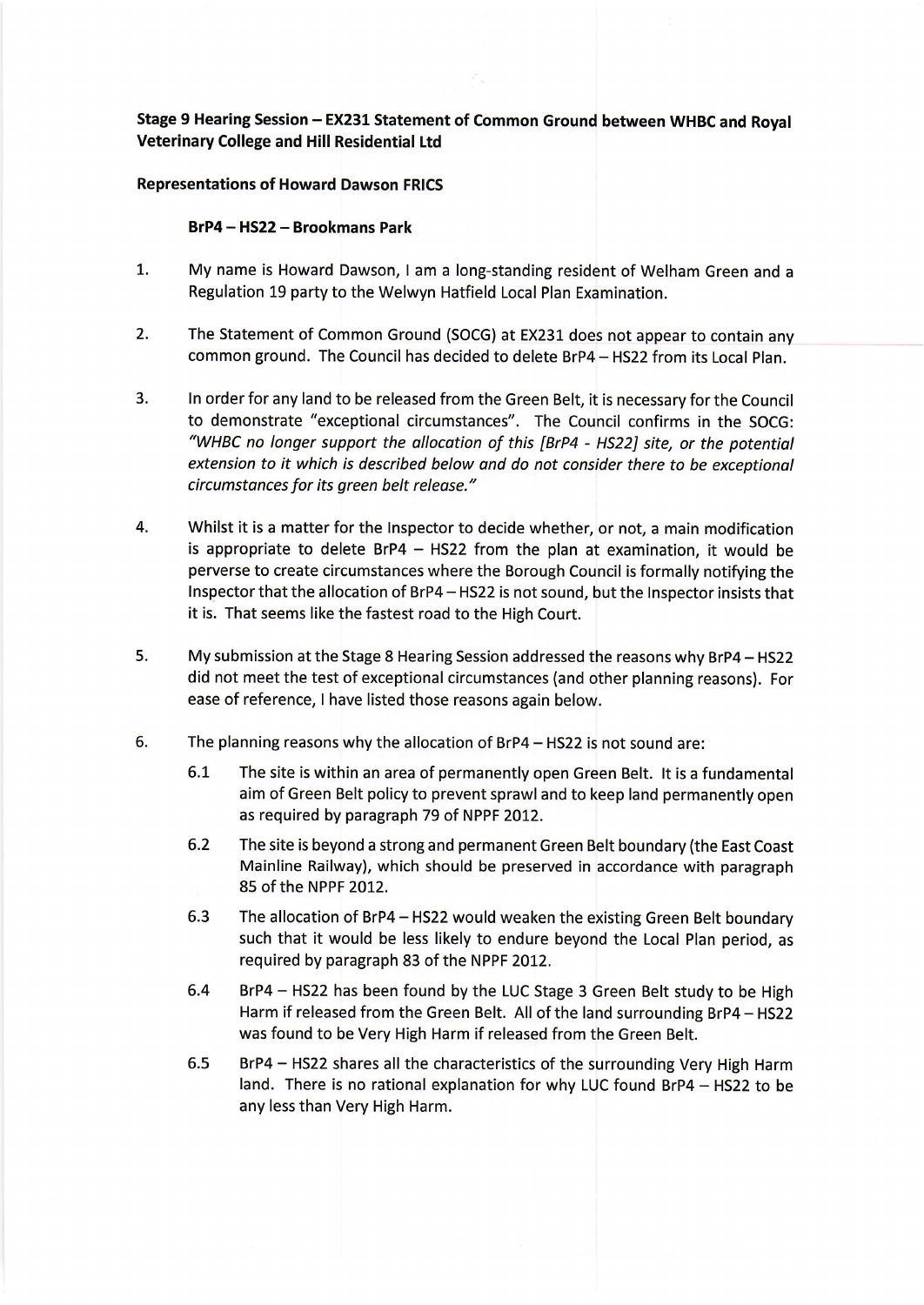**Stage 9 Hearing Session – EX231 Statement of Common Ground between WHBC and Royal Veterinary College and Hill Residential Ltd**

**Representations of Howard Dawson FRICS**

**BrP4 – HS22 – Brookmans Park**

1. My name is Howard Dawson, I am a long-standing resident of Welham Green and a Regulation 19 party to the Welwyn Hatfield Local Plan Examination.

2. The Statement of Common Ground (SOCG) at EX231 does not appear to contain any common ground. The Council has decided to delete BrP4 – HS22 from its Local Plan.

3. In order for any land to be released from the Green Belt, it is necessary for the Council to demonstrate "exceptional circumstances". The Council confirms in the SOCG: *"WHBC no longer support the allocation of this [BrP4 - HS22] site, or the potential extension to it which is described below and do not consider there to be exceptional circumstances for its green belt release."*

4. Whilst it is a matter for the Inspector to decide whether, or not, a main modification is appropriate to delete BrP4 – HS22 from the plan at examination, it would be perverse to create circumstances where the Borough Council is formally notifying the Inspector that the allocation of BrP4 – HS22 is not sound, but the Inspector insists that it is. That seems like the fastest road to the High Court.

5. My submission at the Stage 8 Hearing Session addressed the reasons why BrP4 – HS22 did not meet the test of exceptional circumstances (and other planning reasons). For ease of reference, I have listed those reasons again below.

6. The planning reasons why the allocation of BrP4 – HS22 is not sound are:

   6.1 The site is within an area of permanently open Green Belt. It is a fundamental aim of Green Belt policy to prevent sprawl and to keep land permanently open as required by paragraph 79 of NPPF 2012.

   6.2 The site is beyond a strong and permanent Green Belt boundary (the East Coast Mainline Railway), which should be preserved in accordance with paragraph 85 of the NPPF 2012.

   6.3 The allocation of BrP4 – HS22 would weaken the existing Green Belt boundary such that it would be less likely to endure beyond the Local Plan period, as required by paragraph 83 of the NPPF 2012.

   6.4 BrP4 – HS22 has been found by the LUC Stage 3 Green Belt study to be High Harm if released from the Green Belt. All of the land surrounding BrP4 – HS22 was found to be Very High Harm if released from the Green Belt.

   6.5 BrP4 – HS22 shares all the characteristics of the surrounding Very High Harm land. There is no rational explanation for why LUC found BrP4 – HS22 to be any less than Very High Harm.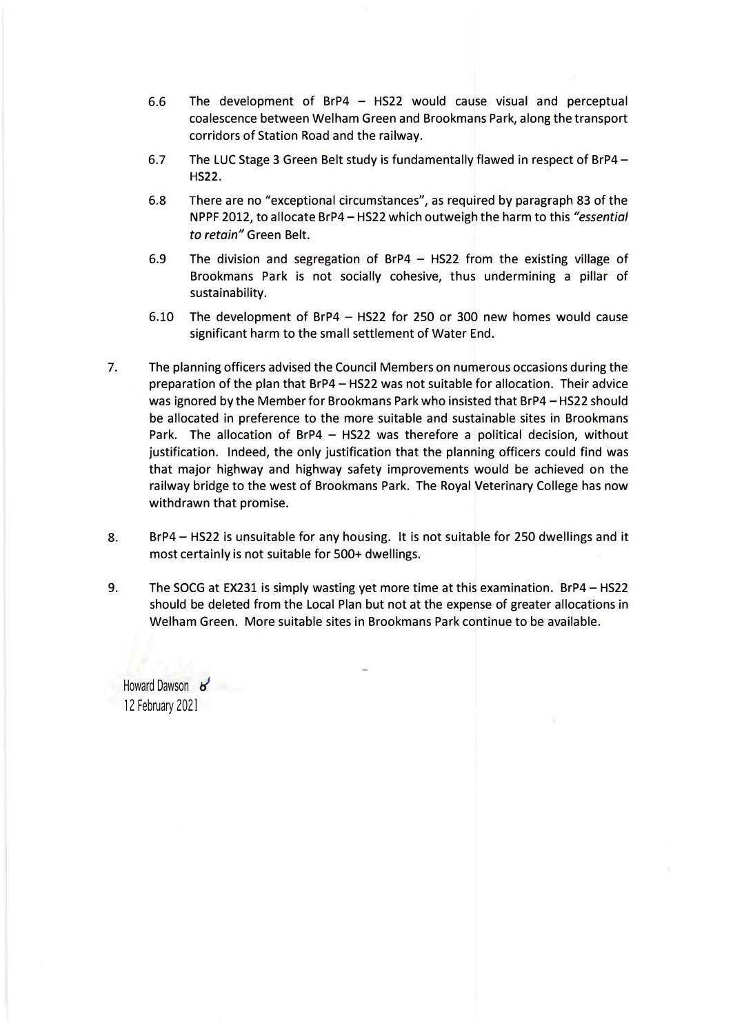6.6 The development of BrP4 – HS22 would cause visual and perceptual coalescence between Welham Green and Brookmans Park, along the transport corridors of Station Road and the railway.

6.7 The LUC Stage 3 Green Belt study is fundamentally flawed in respect of BrP4 – HS22.

6.8 There are no "exceptional circumstances", as required by paragraph 83 of the NPPF 2012, to allocate BrP4 – HS22 which outweigh the harm to this *"essential to retain"* Green Belt.

6.9 The division and segregation of BrP4 – HS22 from the existing village of Brookmans Park is not socially cohesive, thus undermining a pillar of sustainability.

6.10 The development of BrP4 – HS22 for 250 or 300 new homes would cause significant harm to the small settlement of Water End.

7. The planning officers advised the Council Members on numerous occasions during the preparation of the plan that BrP4 – HS22 was not suitable for allocation. Their advice was ignored by the Member for Brookmans Park who insisted that BrP4 – HS22 should be allocated in preference to the more suitable and sustainable sites in Brookmans Park. The allocation of BrP4 – HS22 was therefore a political decision, without justification. Indeed, the only justification that the planning officers could find was that major highway and highway safety improvements would be achieved on the railway bridge to the west of Brookmans Park. The Royal Veterinary College has now withdrawn that promise.

8. BrP4 – HS22 is unsuitable for any housing. It is not suitable for 250 dwellings and it most certainly is not suitable for 500+ dwellings.

9. The SOCG at EX231 is simply wasting yet more time at this examination. BrP4 – HS22 should be deleted from the Local Plan but not at the expense of greater allocations in Welham Green. More suitable sites in Brookmans Park continue to be available.

Howard Dawson
12 February 2021